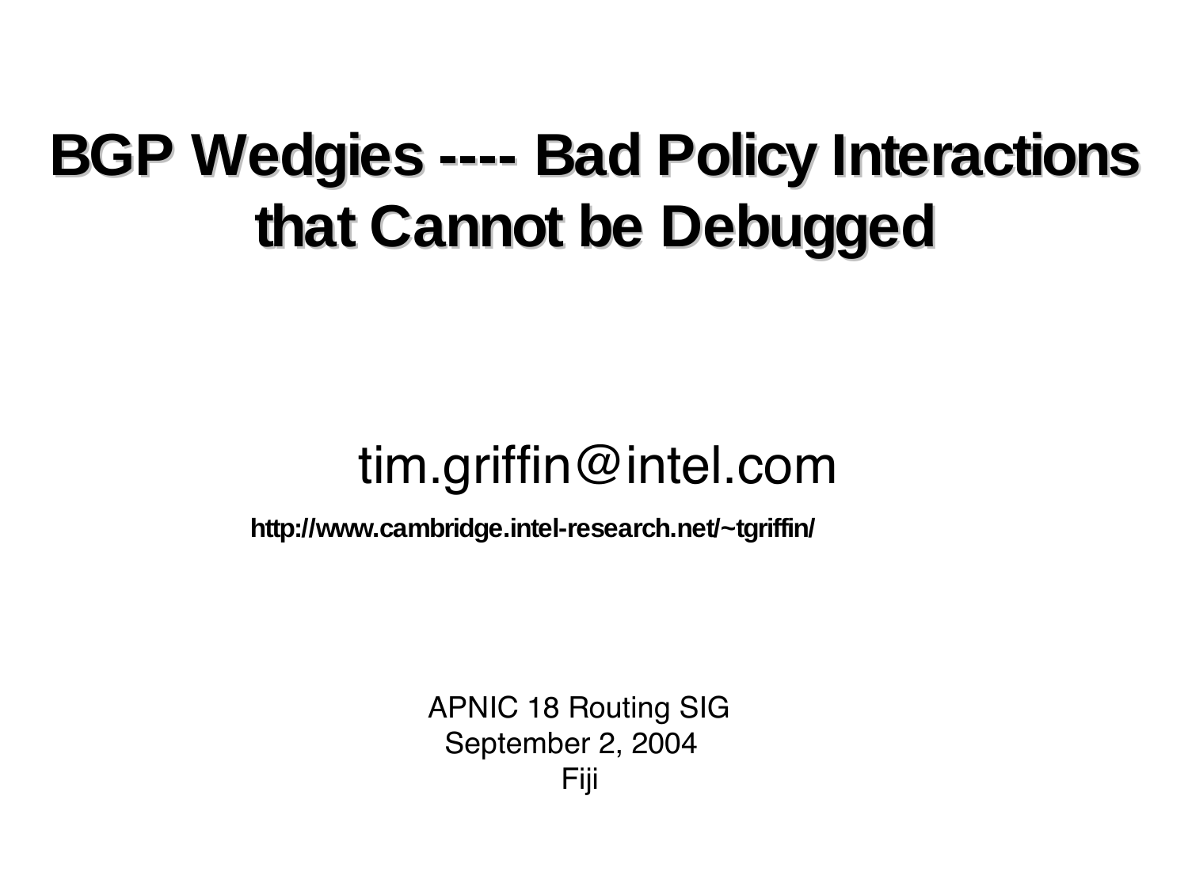# BGP Wedgies ---- Bad Policy Interactions that Cannot be Debugged

tim.griffin@intel.com

**http://www.cambridge.intel-research.net/~tgriffin/**

APNIC 18 Routing SIG
September 2, 2004
Fiji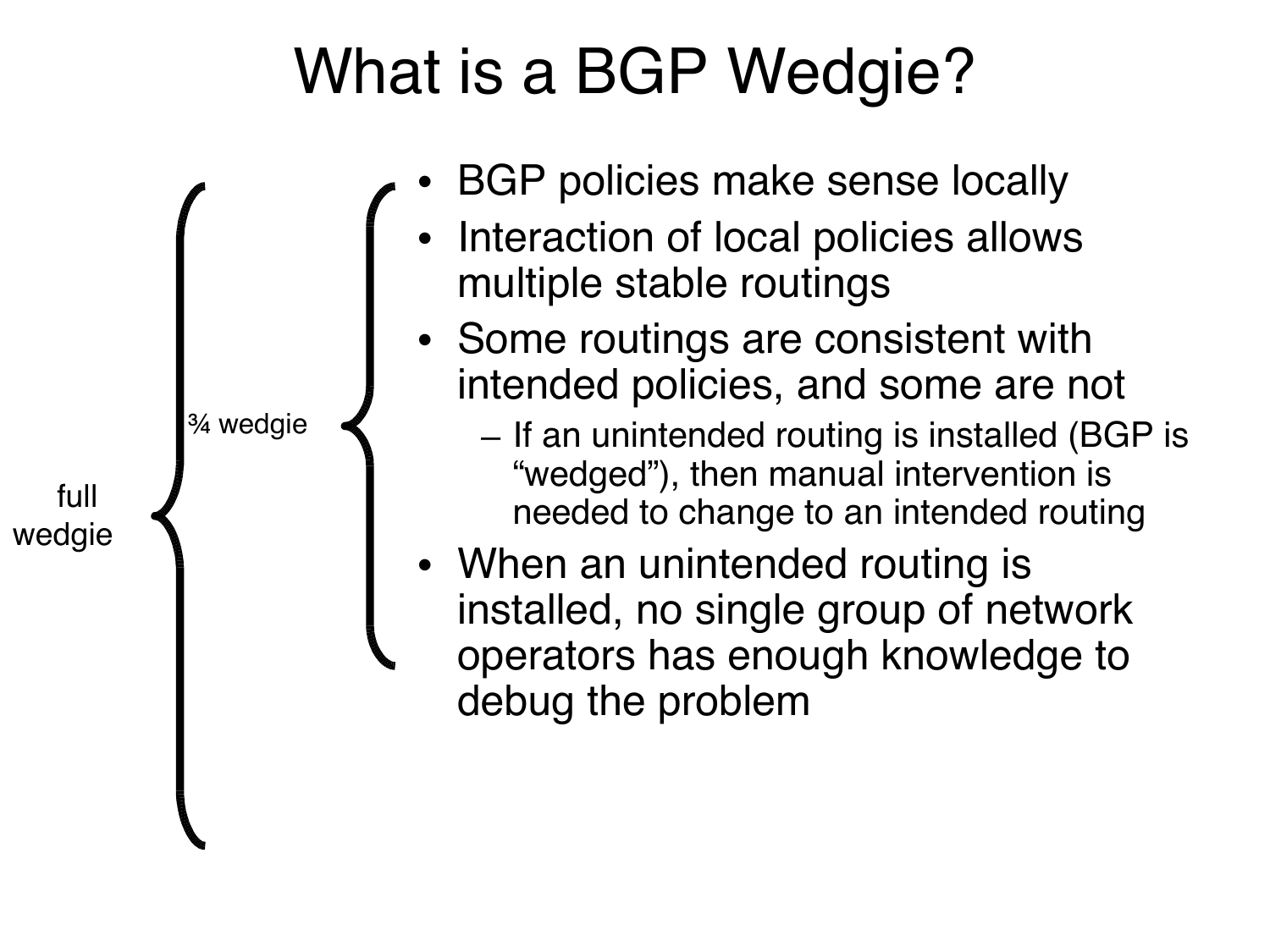# What is a BGP Wedgie?

full wedgie

¾ wedgie

- BGP policies make sense locally
- Interaction of local policies allows multiple stable routings
- Some routings are consistent with intended policies, and some are not
  - If an unintended routing is installed (BGP is "wedged"), then manual intervention is needed to change to an intended routing
- When an unintended routing is installed, no single group of network operators has enough knowledge to debug the problem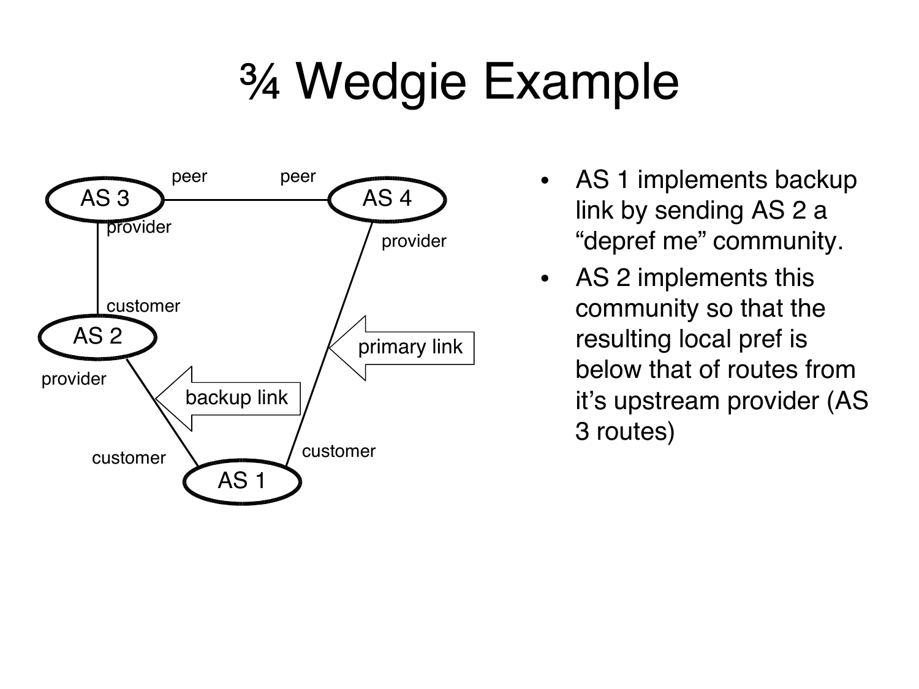# ¾ Wedgie Example

- AS 1 implements backup link by sending AS 2 a “depref me” community.
- AS 2 implements this community so that the resulting local pref is below that of routes from it’s upstream provider (AS 3 routes)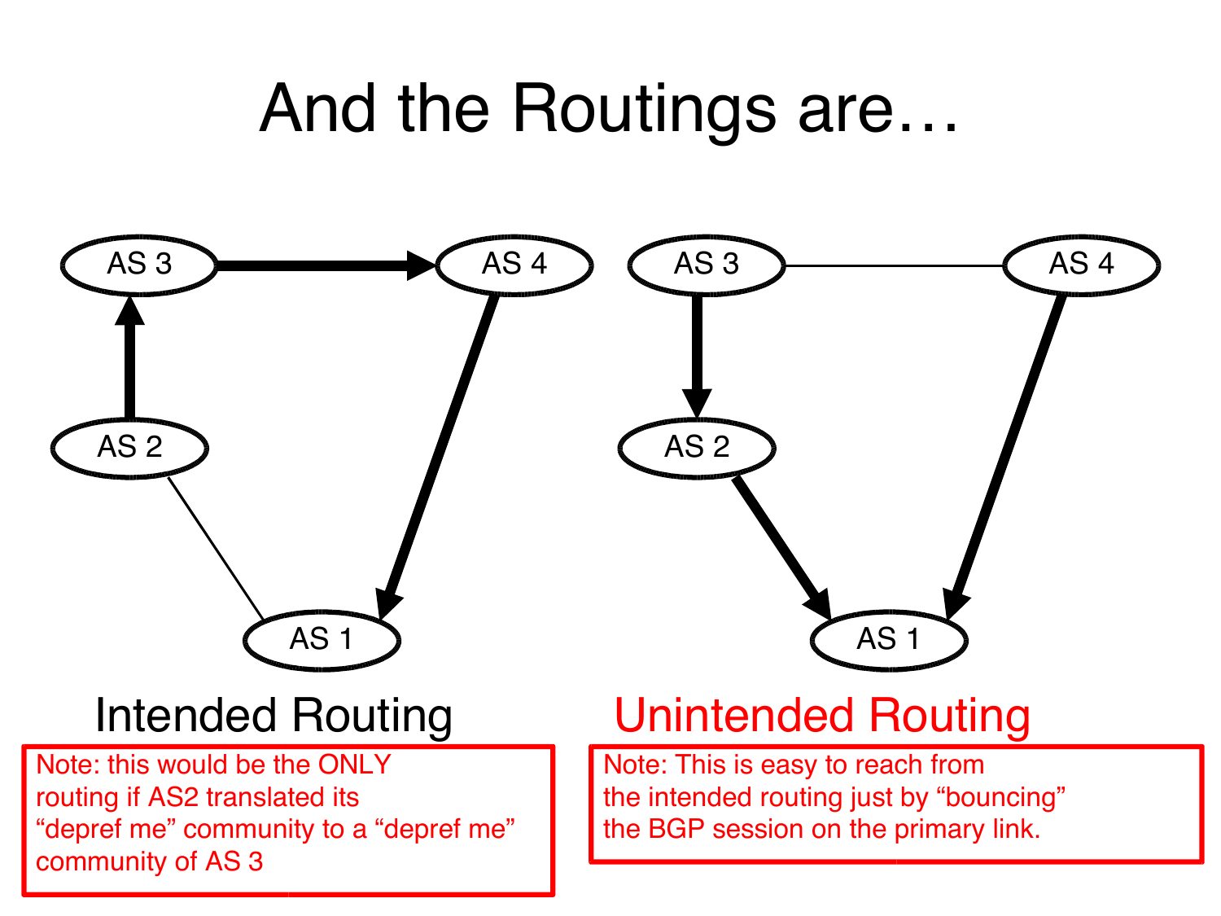# And the Routings are…

AS 3 → AS 4

AS 2

AS 1

Intended Routing

Note: this would be the ONLY routing if AS2 translated its "depref me" community to a "depref me" community of AS 3

AS 3

AS 4

AS 2

AS 1

Unintended Routing

Note: This is easy to reach from the intended routing just by "bouncing" the BGP session on the primary link.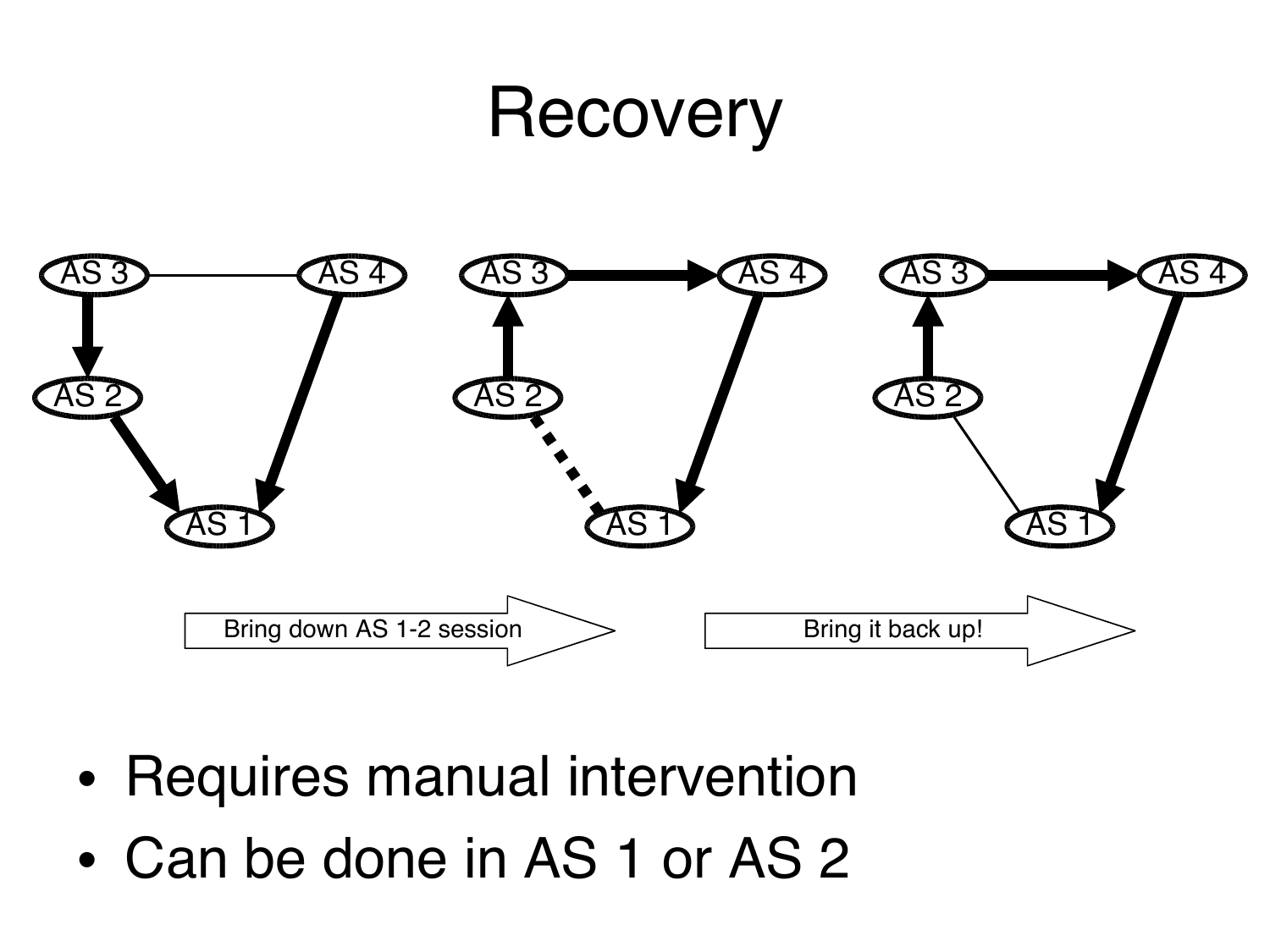# Recovery

- Requires manual intervention
- Can be done in AS 1 or AS 2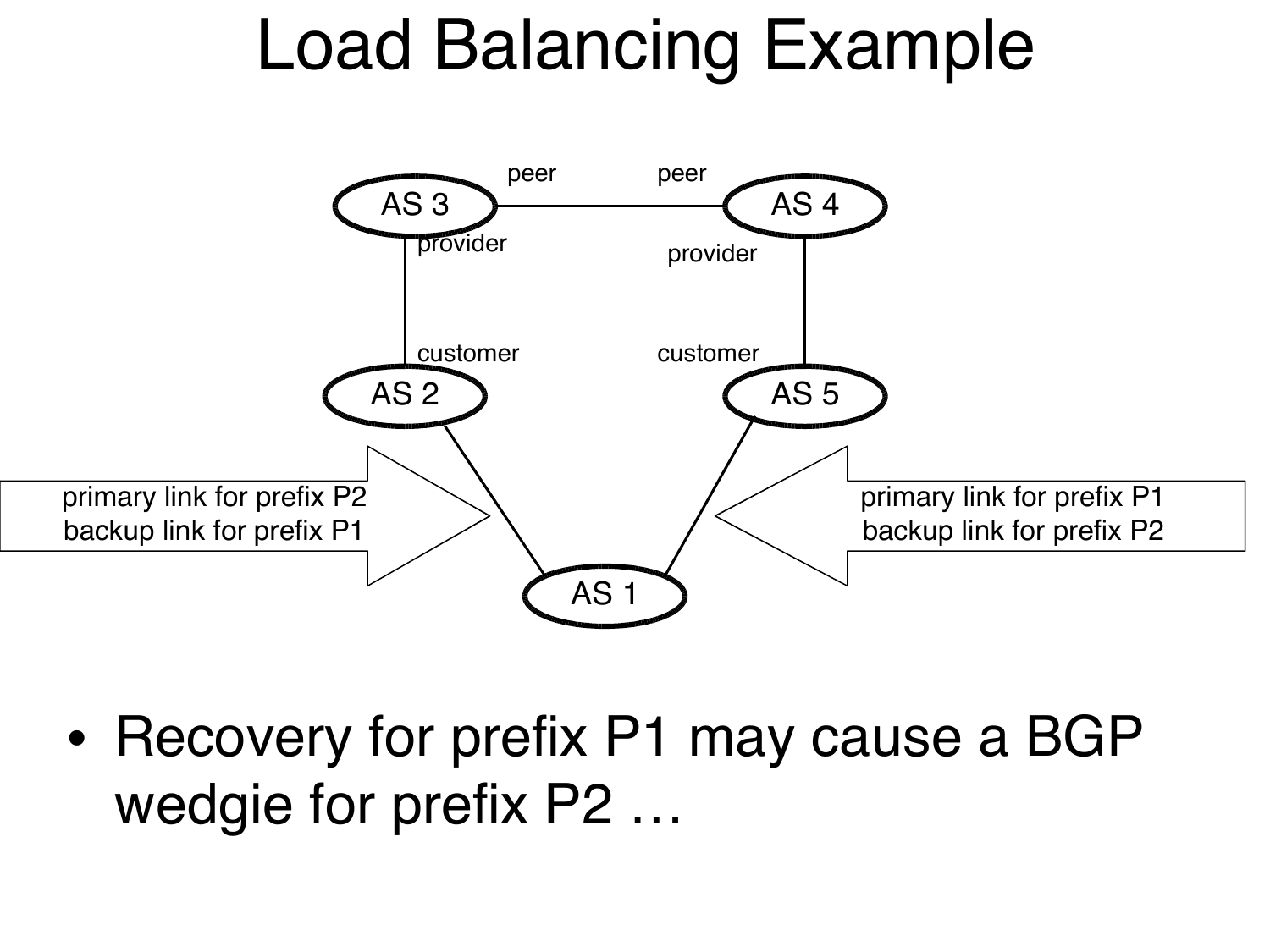# Load Balancing Example

AS 3 (provider) — peer — peer — AS 4 (provider)

AS 2 (customer), AS 5 (customer)

AS 1

primary link for prefix P2
backup link for prefix P1

primary link for prefix P1
backup link for prefix P2

- Recovery for prefix P1 may cause a BGP wedgie for prefix P2 …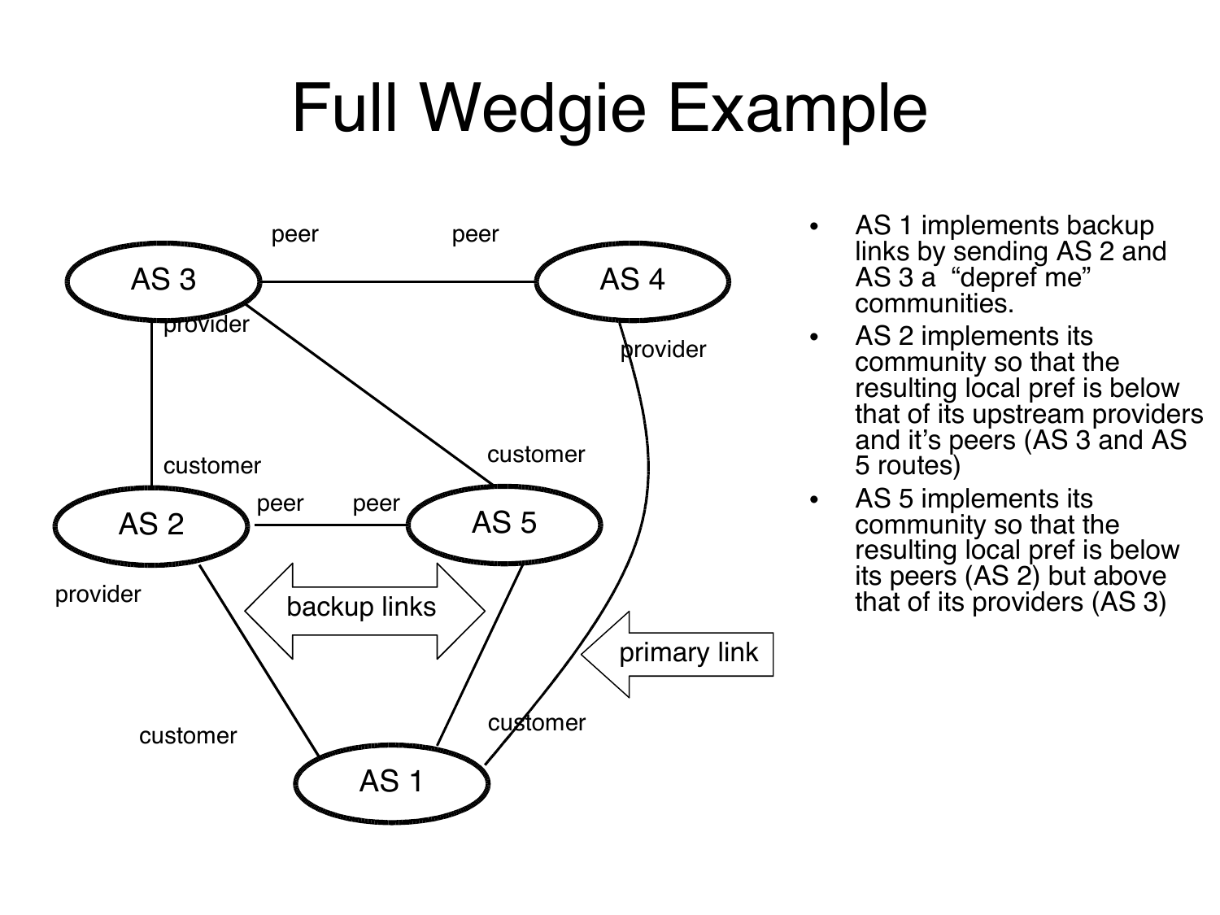# Full Wedgie Example

- AS 1 implements backup links by sending AS 2 and AS 3 a "depref me" communities.
- AS 2 implements its community so that the resulting local pref is below that of its upstream providers and it's peers (AS 3 and AS 5 routes)
- AS 5 implements its community so that the resulting local pref is below its peers (AS 2) but above that of its providers (AS 3)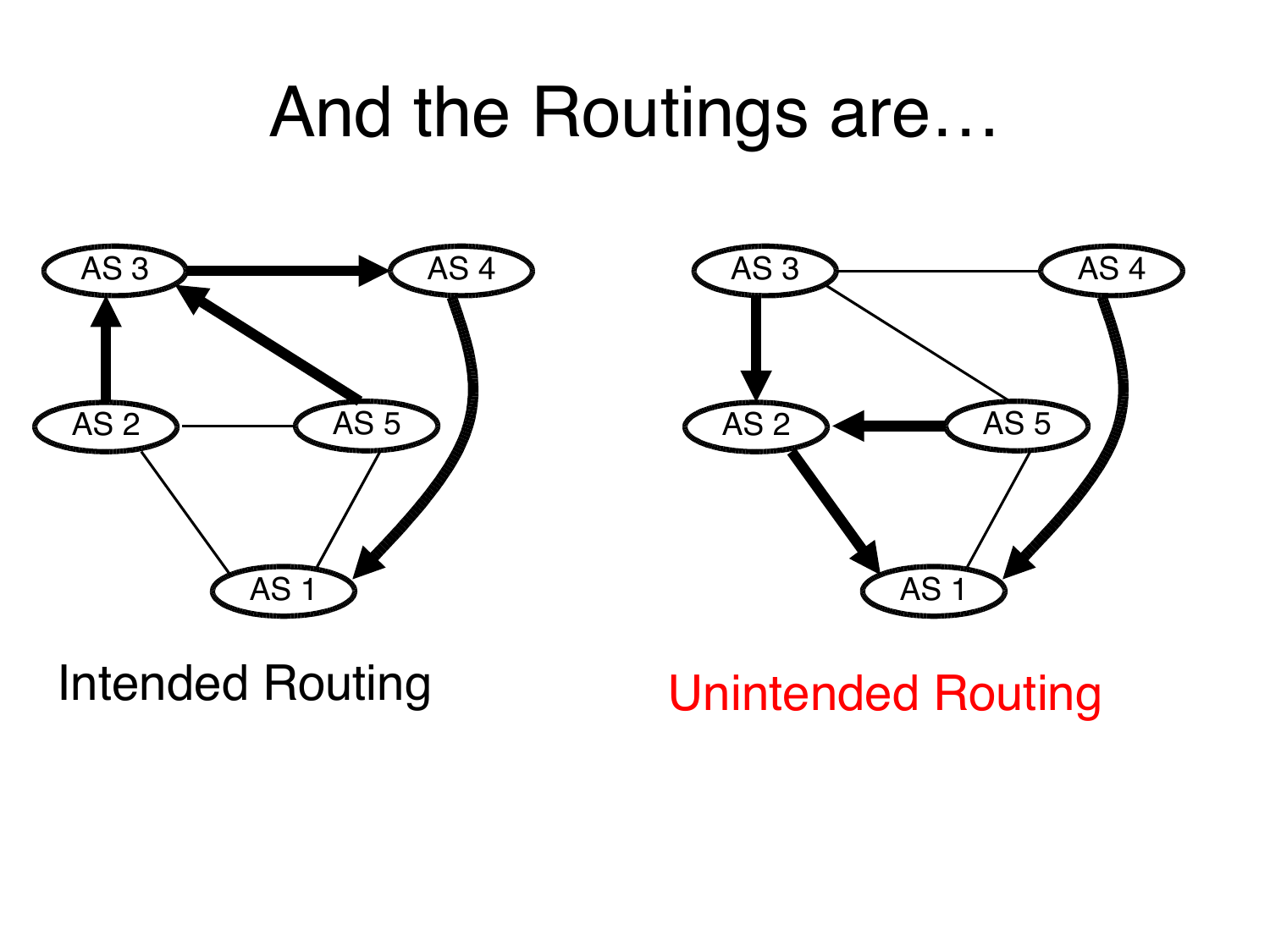# And the Routings are…

Intended Routing

Unintended Routing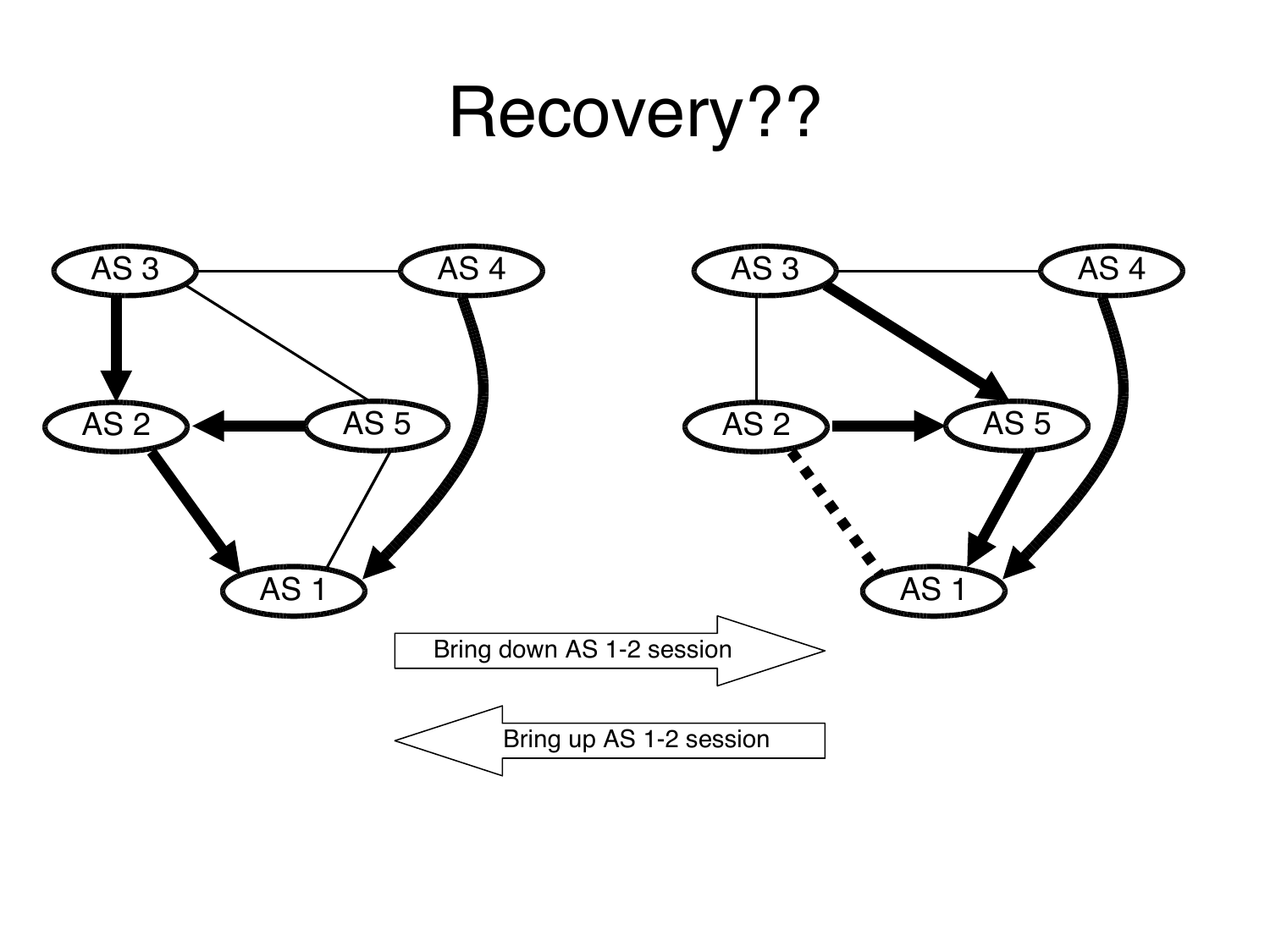# Recovery??

AS 3 AS 4 AS 2 AS 5 AS 1

AS 3 AS 4 AS 2 AS 5 AS 1

Bring down AS 1-2 session

Bring up AS 1-2 session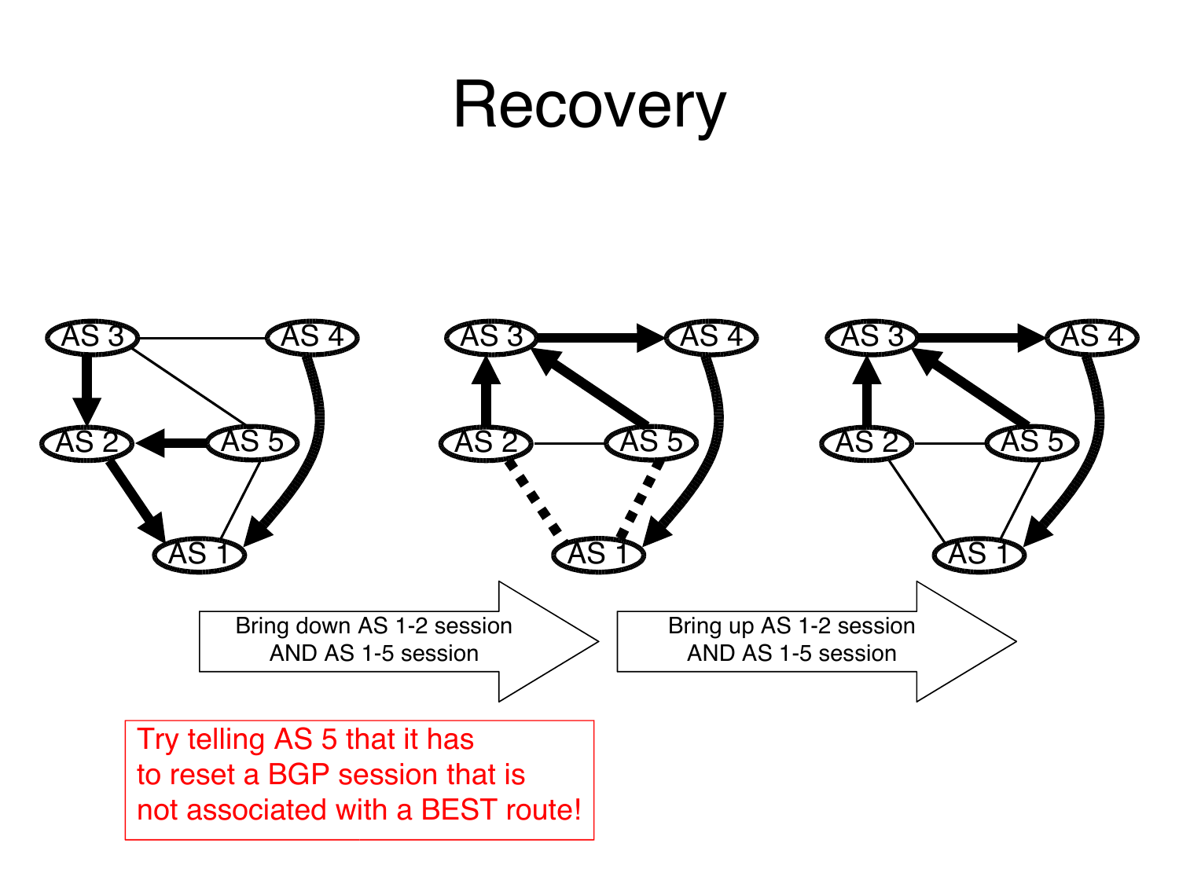# Recovery

Bring down AS 1-2 session AND AS 1-5 session

Bring up AS 1-2 session AND AS 1-5 session

Try telling AS 5 that it has to reset a BGP session that is not associated with a BEST route!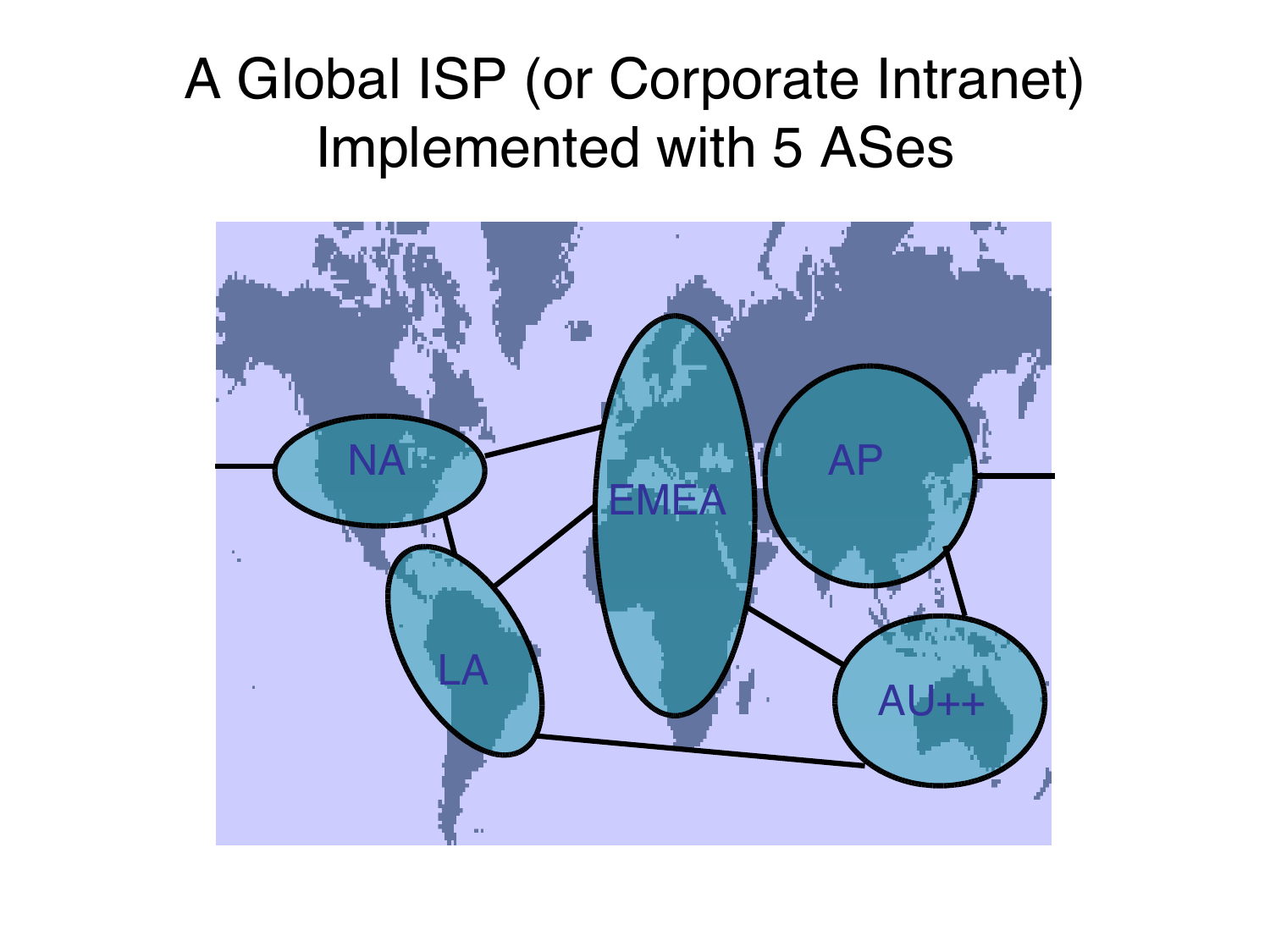# A Global ISP (or Corporate Intranet) Implemented with 5 ASes

NA

EMEA

AP

LA

AU++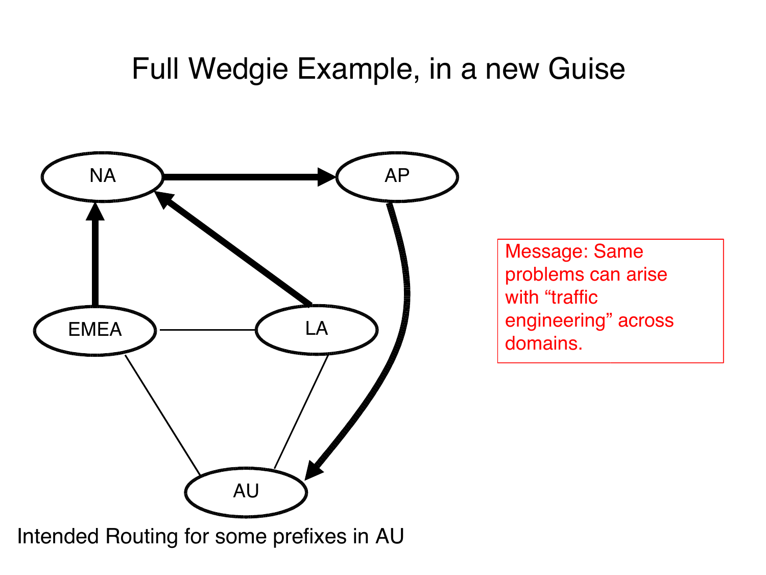# Full Wedgie Example, in a new Guise

NA

AP

EMEA

LA

AU

Message: Same problems can arise with "traffic engineering" across domains.

Intended Routing for some prefixes in AU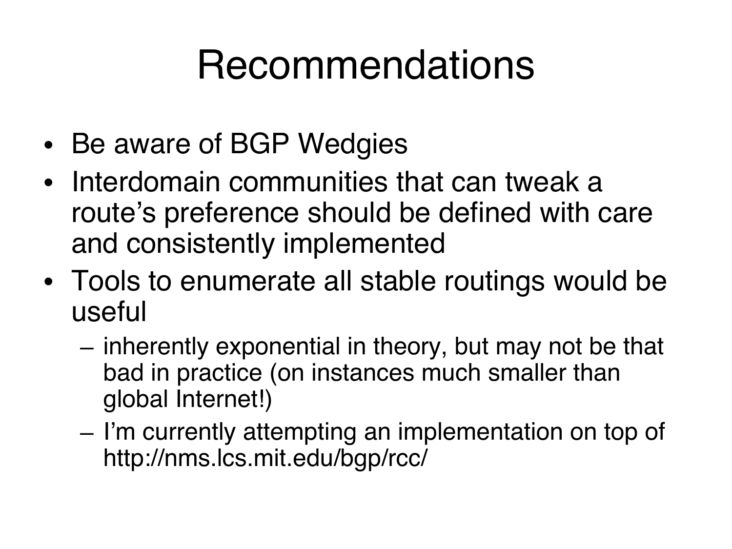# Recommendations

- Be aware of BGP Wedgies
- Interdomain communities that can tweak a route's preference should be defined with care and consistently implemented
- Tools to enumerate all stable routings would be useful
  - inherently exponential in theory, but may not be that bad in practice (on instances much smaller than global Internet!)
  - I'm currently attempting an implementation on top of http://nms.lcs.mit.edu/bgp/rcc/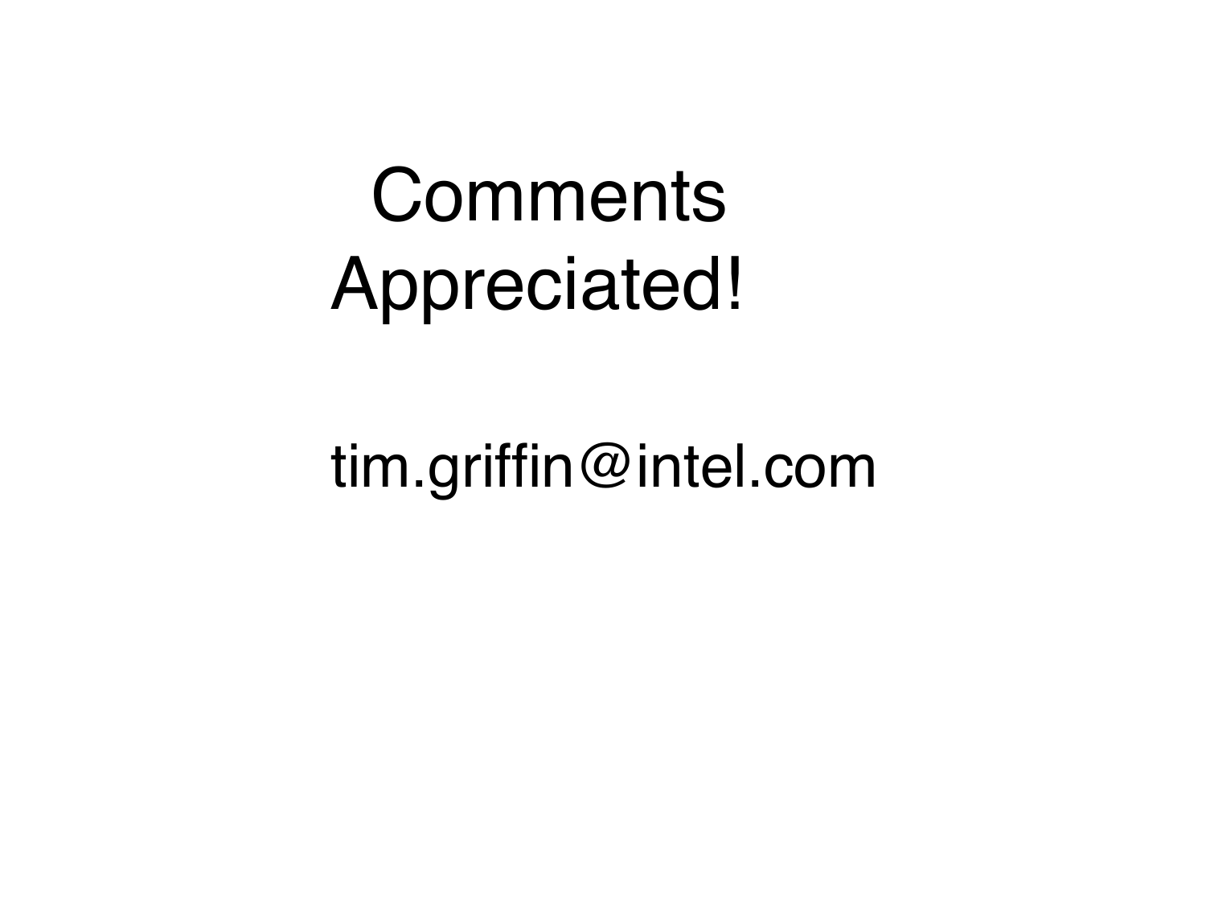# Comments Appreciated!

tim.griffin@intel.com